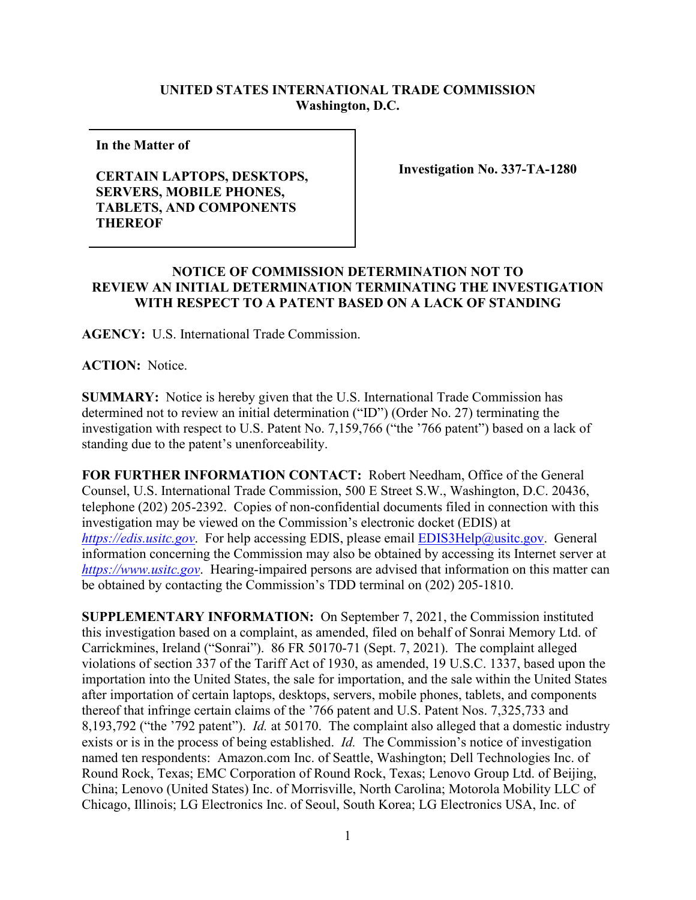**UNITED STATES INTERNATIONAL TRADE COMMISSION**
**Washington, D.C.**

| **In the Matter of** <br><br> **CERTAIN LAPTOPS, DESKTOPS, SERVERS, MOBILE PHONES, TABLETS, AND COMPONENTS THEREOF** | **Investigation No. 337-TA-1280** |
|---|---|

**NOTICE OF COMMISSION DETERMINATION NOT TO REVIEW AN INITIAL DETERMINATION TERMINATING THE INVESTIGATION WITH RESPECT TO A PATENT BASED ON A LACK OF STANDING**

**AGENCY:** U.S. International Trade Commission.

**ACTION:** Notice.

**SUMMARY:** Notice is hereby given that the U.S. International Trade Commission has determined not to review an initial determination ("ID") (Order No. 27) terminating the investigation with respect to U.S. Patent No. 7,159,766 ("the '766 patent") based on a lack of standing due to the patent's unenforceability.

**FOR FURTHER INFORMATION CONTACT:** Robert Needham, Office of the General Counsel, U.S. International Trade Commission, 500 E Street S.W., Washington, D.C. 20436, telephone (202) 205-2392. Copies of non-confidential documents filed in connection with this investigation may be viewed on the Commission's electronic docket (EDIS) at *https://edis.usitc.gov*. For help accessing EDIS, please email EDIS3Help@usitc.gov. General information concerning the Commission may also be obtained by accessing its Internet server at *https://www.usitc.gov*. Hearing-impaired persons are advised that information on this matter can be obtained by contacting the Commission's TDD terminal on (202) 205-1810.

**SUPPLEMENTARY INFORMATION:** On September 7, 2021, the Commission instituted this investigation based on a complaint, as amended, filed on behalf of Sonrai Memory Ltd. of Carrickmines, Ireland ("Sonrai"). 86 FR 50170-71 (Sept. 7, 2021). The complaint alleged violations of section 337 of the Tariff Act of 1930, as amended, 19 U.S.C. 1337, based upon the importation into the United States, the sale for importation, and the sale within the United States after importation of certain laptops, desktops, servers, mobile phones, tablets, and components thereof that infringe certain claims of the '766 patent and U.S. Patent Nos. 7,325,733 and 8,193,792 ("the '792 patent"). *Id.* at 50170. The complaint also alleged that a domestic industry exists or is in the process of being established. *Id.* The Commission's notice of investigation named ten respondents: Amazon.com Inc. of Seattle, Washington; Dell Technologies Inc. of Round Rock, Texas; EMC Corporation of Round Rock, Texas; Lenovo Group Ltd. of Beijing, China; Lenovo (United States) Inc. of Morrisville, North Carolina; Motorola Mobility LLC of Chicago, Illinois; LG Electronics Inc. of Seoul, South Korea; LG Electronics USA, Inc. of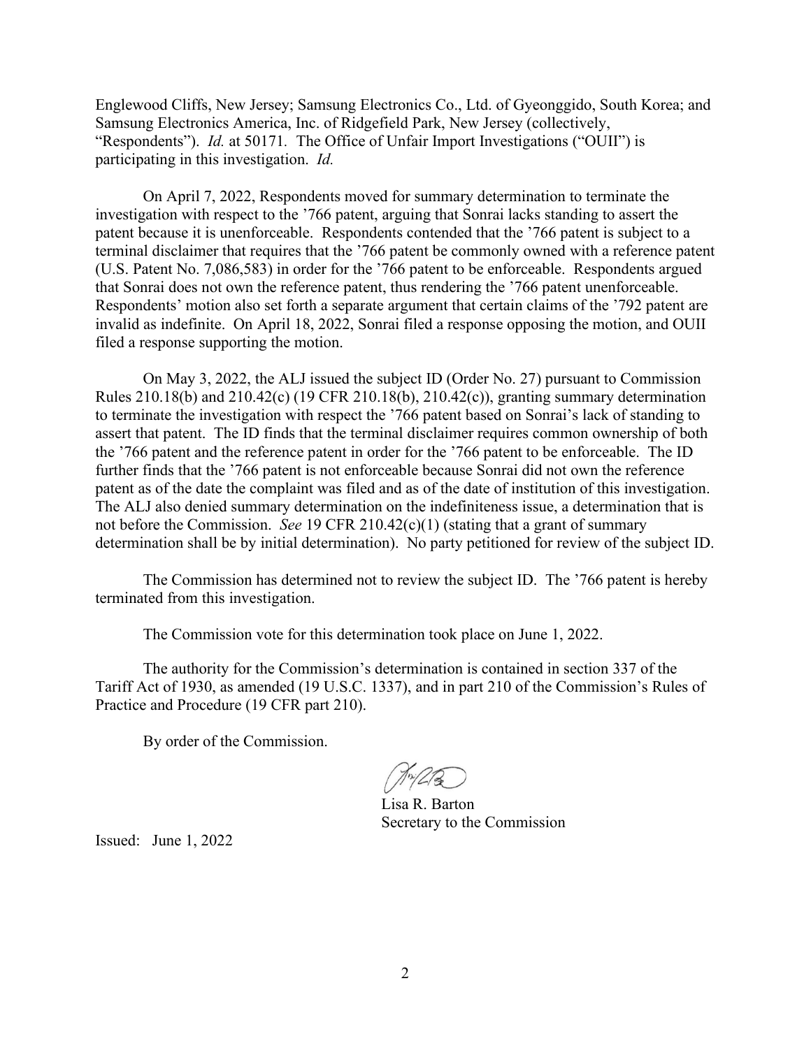Englewood Cliffs, New Jersey; Samsung Electronics Co., Ltd. of Gyeonggido, South Korea; and Samsung Electronics America, Inc. of Ridgefield Park, New Jersey (collectively, "Respondents"). *Id.* at 50171. The Office of Unfair Import Investigations ("OUII") is participating in this investigation. *Id.*

On April 7, 2022, Respondents moved for summary determination to terminate the investigation with respect to the '766 patent, arguing that Sonrai lacks standing to assert the patent because it is unenforceable. Respondents contended that the '766 patent is subject to a terminal disclaimer that requires that the '766 patent be commonly owned with a reference patent (U.S. Patent No. 7,086,583) in order for the '766 patent to be enforceable. Respondents argued that Sonrai does not own the reference patent, thus rendering the '766 patent unenforceable. Respondents' motion also set forth a separate argument that certain claims of the '792 patent are invalid as indefinite. On April 18, 2022, Sonrai filed a response opposing the motion, and OUII filed a response supporting the motion.

On May 3, 2022, the ALJ issued the subject ID (Order No. 27) pursuant to Commission Rules 210.18(b) and 210.42(c) (19 CFR 210.18(b), 210.42(c)), granting summary determination to terminate the investigation with respect to the '766 patent based on Sonrai's lack of standing to assert that patent. The ID finds that the terminal disclaimer requires common ownership of both the '766 patent and the reference patent in order for the '766 patent to be enforceable. The ID further finds that the '766 patent is not enforceable because Sonrai did not own the reference patent as of the date the complaint was filed and as of the date of institution of this investigation. The ALJ also denied summary determination on the indefiniteness issue, a determination that is not before the Commission. *See* 19 CFR 210.42(c)(1) (stating that a grant of summary determination shall be by initial determination). No party petitioned for review of the subject ID.

The Commission has determined not to review the subject ID. The '766 patent is hereby terminated from this investigation.

The Commission vote for this determination took place on June 1, 2022.

The authority for the Commission's determination is contained in section 337 of the Tariff Act of 1930, as amended (19 U.S.C. 1337), and in part 210 of the Commission's Rules of Practice and Procedure (19 CFR part 210).

By order of the Commission.

Lisa R. Barton
Secretary to the Commission

Issued: June 1, 2022